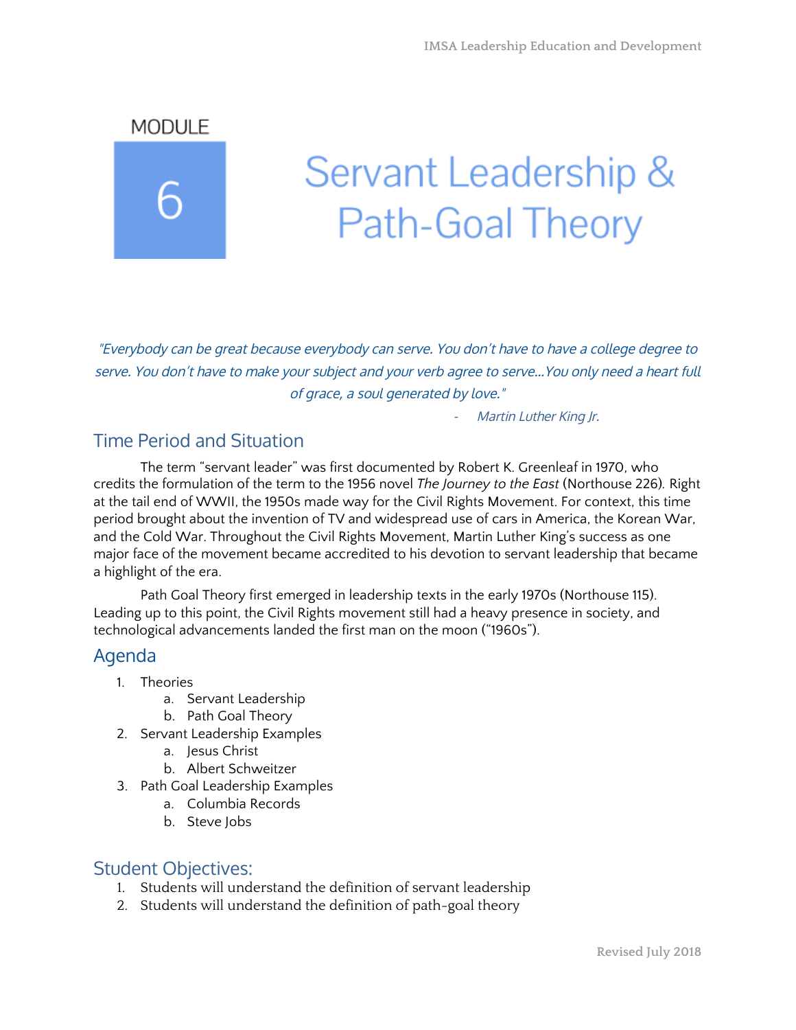MODULE 6

# Servant Leadership & Path-Goal Theory

*"Everybody can be great because everybody can serve. You don't have to have a college degree to serve. You don't have to make your subject and your verb agree to serve...You only need a heart full of grace, a soul generated by love."*

*- Martin Luther King Jr.*

## Time Period and Situation

The term "servant leader" was first documented by Robert K. Greenleaf in 1970, who credits the formulation of the term to the 1956 novel *The Journey to the East* (Northouse 226). Right at the tail end of WWII, the 1950s made way for the Civil Rights Movement. For context, this time period brought about the invention of TV and widespread use of cars in America, the Korean War, and the Cold War. Throughout the Civil Rights Movement, Martin Luther King's success as one major face of the movement became accredited to his devotion to servant leadership that became a highlight of the era.

Path Goal Theory first emerged in leadership texts in the early 1970s (Northouse 115). Leading up to this point, the Civil Rights movement still had a heavy presence in society, and technological advancements landed the first man on the moon ("1960s").

## Agenda

1. Theories
   a. Servant Leadership
   b. Path Goal Theory
2. Servant Leadership Examples
   a. Jesus Christ
   b. Albert Schweitzer
3. Path Goal Leadership Examples
   a. Columbia Records
   b. Steve Jobs

## Student Objectives:

1. Students will understand the definition of servant leadership
2. Students will understand the definition of path-goal theory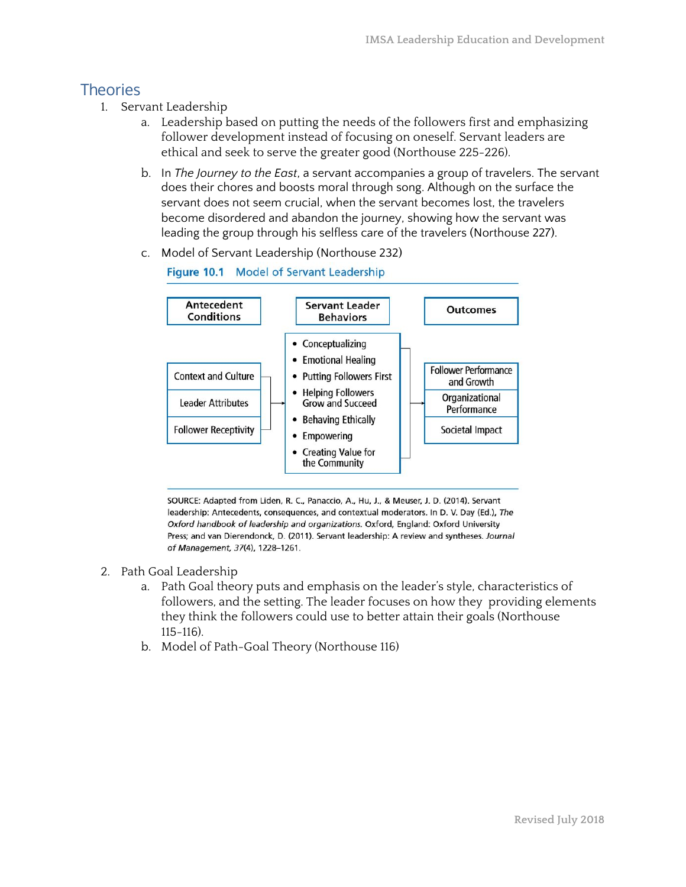## Theories

1. Servant Leadership
   a. Leadership based on putting the needs of the followers first and emphasizing follower development instead of focusing on oneself. Servant leaders are ethical and seek to serve the greater good (Northouse 225-226).
   b. In *The Journey to the East*, a servant accompanies a group of travelers. The servant does their chores and boosts moral through song. Although on the surface the servant does not seem crucial, when the servant becomes lost, the travelers become disordered and abandon the journey, showing how the servant was leading the group through his selfless care of the travelers (Northouse 227).
   c. Model of Servant Leadership (Northouse 232)

**Figure 10.1** Model of Servant Leadership

| Antecedent Conditions | Servant Leader Behaviors | Outcomes |
| --- | --- | --- |
| Context and Culture | • Conceptualizing | Follower Performance and Growth |
| Leader Attributes | • Emotional Healing | Organizational Performance |
| Follower Receptivity | • Putting Followers First | Societal Impact |
| | • Helping Followers Grow and Succeed | |
| | • Behaving Ethically | |
| | • Empowering | |
| | • Creating Value for the Community | |

SOURCE: Adapted from Liden, R. C., Panaccio, A., Hu, J., & Meuser, J. D. (2014). Servant leadership: Antecedents, consequences, and contextual moderators. In D. V. Day (Ed.), *The Oxford handbook of leadership and organizations*. Oxford, England: Oxford University Press; and van Dierendonck, D. (2011). Servant leadership: A review and syntheses. *Journal of Management, 37*(4), 1228–1261.

2. Path Goal Leadership
   a. Path Goal theory puts and emphasis on the leader's style, characteristics of followers, and the setting. The leader focuses on how they providing elements they think the followers could use to better attain their goals (Northouse 115-116).
   b. Model of Path-Goal Theory (Northouse 116)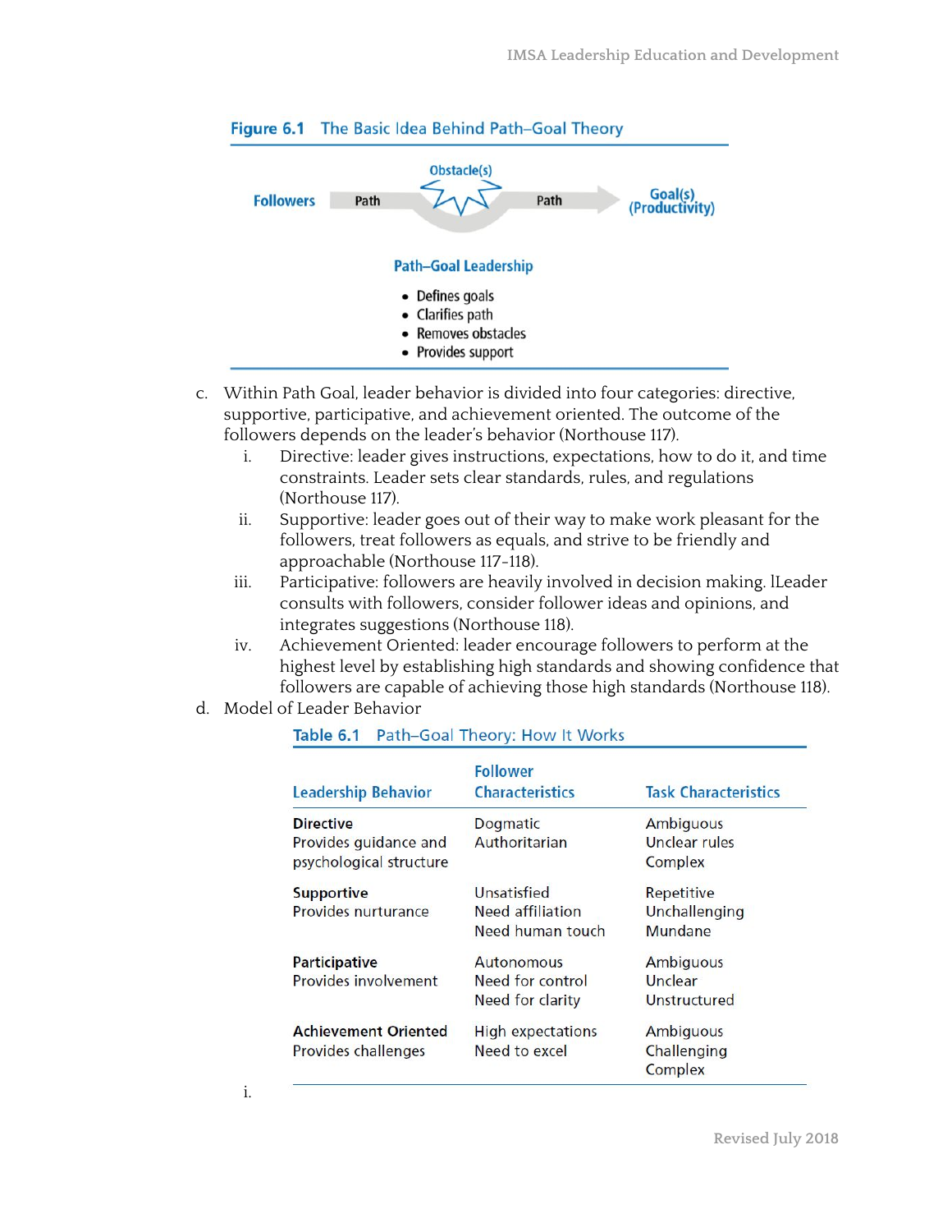**Figure 6.1 The Basic Idea Behind Path–Goal Theory**

Followers → Path → Obstacle(s) → Path → Goal(s) (Productivity)

**Path–Goal Leadership**

- Defines goals
- Clarifies path
- Removes obstacles
- Provides support

c. Within Path Goal, leader behavior is divided into four categories: directive, supportive, participative, and achievement oriented. The outcome of the followers depends on the leader's behavior (Northouse 117).

   i. Directive: leader gives instructions, expectations, how to do it, and time constraints. Leader sets clear standards, rules, and regulations (Northouse 117).

   ii. Supportive: leader goes out of their way to make work pleasant for the followers, treat followers as equals, and strive to be friendly and approachable (Northouse 117-118).

   iii. Participative: followers are heavily involved in decision making. lLeader consults with followers, consider follower ideas and opinions, and integrates suggestions (Northouse 118).

   iv. Achievement Oriented: leader encourage followers to perform at the highest level by establishing high standards and showing confidence that followers are capable of achieving those high standards (Northouse 118).

d. Model of Leader Behavior

**Table 6.1 Path–Goal Theory: How It Works**

| Leadership Behavior | Follower Characteristics | Task Characteristics |
|---|---|---|
| **Directive** Provides guidance and psychological structure | Dogmatic Authoritarian | Ambiguous Unclear rules Complex |
| **Supportive** Provides nurturance | Unsatisfied Need affiliation Need human touch | Repetitive Unchallenging Mundane |
| **Participative** Provides involvement | Autonomous Need for control Need for clarity | Ambiguous Unclear Unstructured |
| **Achievement Oriented** Provides challenges | High expectations Need to excel | Ambiguous Challenging Complex |

   i.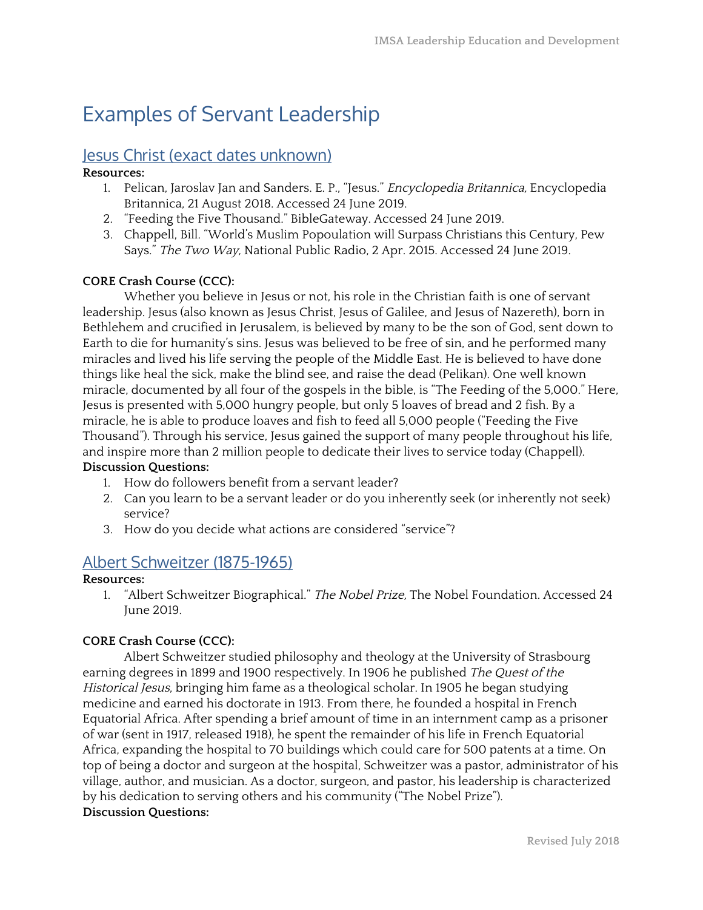# Examples of Servant Leadership

## Jesus Christ (exact dates unknown)

**Resources:**

1. Pelican, Jaroslav Jan and Sanders. E. P., "Jesus." *Encyclopedia Britannica,* Encyclopedia Britannica, 21 August 2018. Accessed 24 June 2019.
2. "Feeding the Five Thousand." BibleGateway. Accessed 24 June 2019.
3. Chappell, Bill. "World's Muslim Popoulation will Surpass Christians this Century, Pew Says." *The Two Way,* National Public Radio, 2 Apr. 2015. Accessed 24 June 2019.

**CORE Crash Course (CCC):**

Whether you believe in Jesus or not, his role in the Christian faith is one of servant leadership. Jesus (also known as Jesus Christ, Jesus of Galilee, and Jesus of Nazereth), born in Bethlehem and crucified in Jerusalem, is believed by many to be the son of God, sent down to Earth to die for humanity's sins. Jesus was believed to be free of sin, and he performed many miracles and lived his life serving the people of the Middle East. He is believed to have done things like heal the sick, make the blind see, and raise the dead (Pelikan). One well known miracle, documented by all four of the gospels in the bible, is "The Feeding of the 5,000." Here, Jesus is presented with 5,000 hungry people, but only 5 loaves of bread and 2 fish. By a miracle, he is able to produce loaves and fish to feed all 5,000 people ("Feeding the Five Thousand"). Through his service, Jesus gained the support of many people throughout his life, and inspire more than 2 million people to dedicate their lives to service today (Chappell).

**Discussion Questions:**

1. How do followers benefit from a servant leader?
2. Can you learn to be a servant leader or do you inherently seek (or inherently not seek) service?
3. How do you decide what actions are considered "service"?

## Albert Schweitzer (1875-1965)

**Resources:**

1. "Albert Schweitzer Biographical." *The Nobel Prize,* The Nobel Foundation. Accessed 24 June 2019.

**CORE Crash Course (CCC):**

Albert Schweitzer studied philosophy and theology at the University of Strasbourg earning degrees in 1899 and 1900 respectively. In 1906 he published *The Quest of the Historical Jesus*, bringing him fame as a theological scholar. In 1905 he began studying medicine and earned his doctorate in 1913. From there, he founded a hospital in French Equatorial Africa. After spending a brief amount of time in an internment camp as a prisoner of war (sent in 1917, released 1918), he spent the remainder of his life in French Equatorial Africa, expanding the hospital to 70 buildings which could care for 500 patents at a time. On top of being a doctor and surgeon at the hospital, Schweitzer was a pastor, administrator of his village, author, and musician. As a doctor, surgeon, and pastor, his leadership is characterized by his dedication to serving others and his community ("The Nobel Prize").

**Discussion Questions:**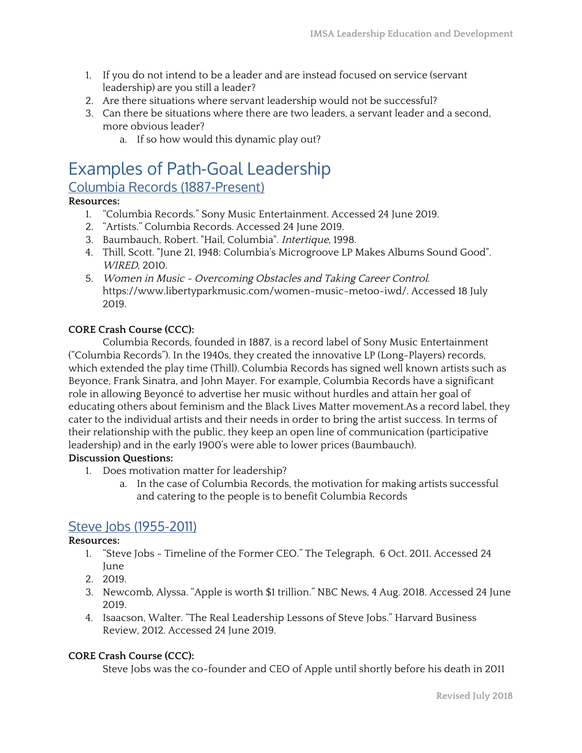1. If you do not intend to be a leader and are instead focused on service (servant leadership) are you still a leader?
2. Are there situations where servant leadership would not be successful?
3. Can there be situations where there are two leaders, a servant leader and a second, more obvious leader?
    a. If so how would this dynamic play out?

# Examples of Path-Goal Leadership

## Columbia Records (1887-Present)

**Resources:**

1. "Columbia Records." Sony Music Entertainment. Accessed 24 June 2019.
2. "Artists." Columbia Records. Accessed 24 June 2019.
3. Baumbauch, Robert. "Hail, Columbia". *Intertique*, 1998.
4. Thill, Scott. "June 21, 1948: Columbia's Microgroove LP Makes Albums Sound Good". *WIRED*, 2010.
5. *Women in Music - Overcoming Obstacles and Taking Career Control*. https://www.libertyparkmusic.com/women-music-metoo-iwd/. Accessed 18 July 2019.

**CORE Crash Course (CCC):**

Columbia Records, founded in 1887, is a record label of Sony Music Entertainment ("Columbia Records"). In the 1940s, they created the innovative LP (Long-Players) records, which extended the play time (Thill). Columbia Records has signed well known artists such as Beyonce, Frank Sinatra, and John Mayer. For example, Columbia Records have a significant role in allowing Beyoncé to advertise her music without hurdles and attain her goal of educating others about feminism and the Black Lives Matter movement.As a record label, they cater to the individual artists and their needs in order to bring the artist success. In terms of their relationship with the public, they keep an open line of communication (participative leadership) and in the early 1900's were able to lower prices (Baumbauch).

**Discussion Questions:**

1. Does motivation matter for leadership?
    a. In the case of Columbia Records, the motivation for making artists successful and catering to the people is to benefit Columbia Records

## Steve Jobs (1955-2011)

**Resources:**

1. "Steve Jobs - Timeline of the Former CEO." The Telegraph, 6 Oct. 2011. Accessed 24 June
2. 2019.
3. Newcomb, Alyssa. "Apple is worth $1 trillion." NBC News, 4 Aug. 2018. Accessed 24 June 2019.
4. Isaacson, Walter. "The Real Leadership Lessons of Steve Jobs." Harvard Business Review, 2012. Accessed 24 June 2019.

**CORE Crash Course (CCC):**

Steve Jobs was the co-founder and CEO of Apple until shortly before his death in 2011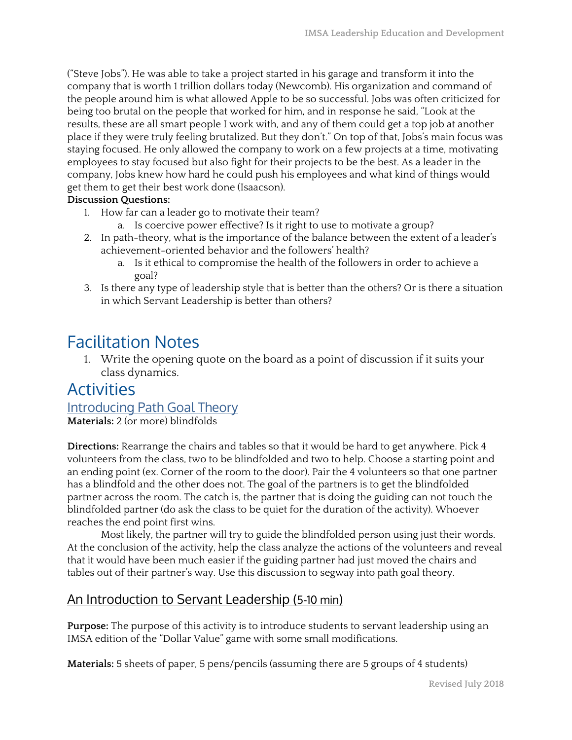("Steve Jobs"). He was able to take a project started in his garage and transform it into the company that is worth 1 trillion dollars today (Newcomb). His organization and command of the people around him is what allowed Apple to be so successful. Jobs was often criticized for being too brutal on the people that worked for him, and in response he said, "Look at the results, these are all smart people I work with, and any of them could get a top job at another place if they were truly feeling brutalized. But they don't." On top of that, Jobs's main focus was staying focused. He only allowed the company to work on a few projects at a time, motivating employees to stay focused but also fight for their projects to be the best. As a leader in the company, Jobs knew how hard he could push his employees and what kind of things would get them to get their best work done (Isaacson).

**Discussion Questions:**

1. How far can a leader go to motivate their team?
   a. Is coercive power effective? Is it right to use to motivate a group?
2. In path-theory, what is the importance of the balance between the extent of a leader's achievement-oriented behavior and the followers' health?
   a. Is it ethical to compromise the health of the followers in order to achieve a goal?
3. Is there any type of leadership style that is better than the others? Or is there a situation in which Servant Leadership is better than others?

# Facilitation Notes

1. Write the opening quote on the board as a point of discussion if it suits your class dynamics.

# Activities

## Introducing Path Goal Theory

**Materials:** 2 (or more) blindfolds

**Directions:** Rearrange the chairs and tables so that it would be hard to get anywhere. Pick 4 volunteers from the class, two to be blindfolded and two to help. Choose a starting point and an ending point (ex. Corner of the room to the door). Pair the 4 volunteers so that one partner has a blindfold and the other does not. The goal of the partners is to get the blindfolded partner across the room. The catch is, the partner that is doing the guiding can not touch the blindfolded partner (do ask the class to be quiet for the duration of the activity). Whoever reaches the end point first wins.

Most likely, the partner will try to guide the blindfolded person using just their words. At the conclusion of the activity, help the class analyze the actions of the volunteers and reveal that it would have been much easier if the guiding partner had just moved the chairs and tables out of their partner's way. Use this discussion to segway into path goal theory.

## An Introduction to Servant Leadership (5-10 min)

**Purpose:** The purpose of this activity is to introduce students to servant leadership using an IMSA edition of the "Dollar Value" game with some small modifications.

**Materials:** 5 sheets of paper, 5 pens/pencils (assuming there are 5 groups of 4 students)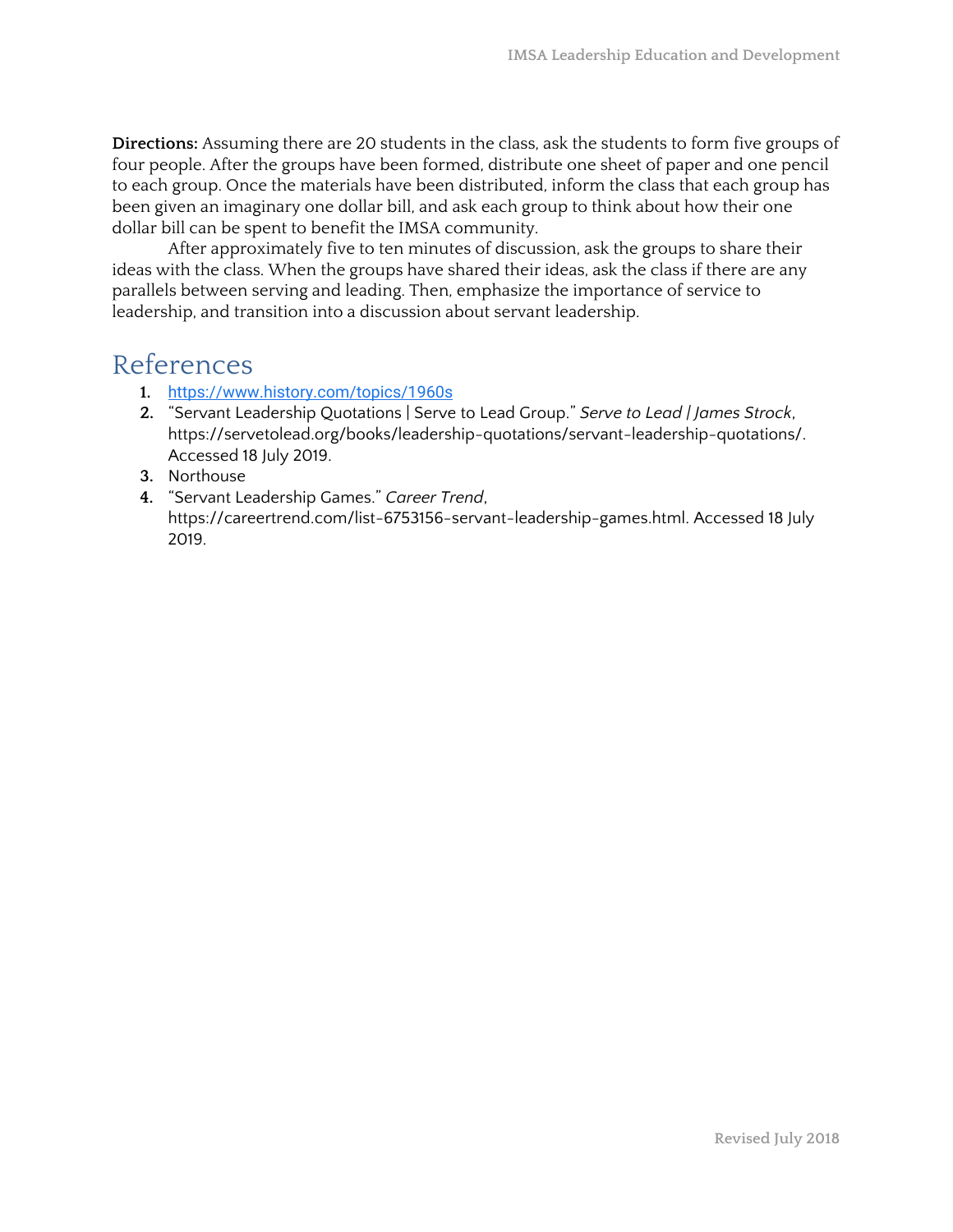**Directions:** Assuming there are 20 students in the class, ask the students to form five groups of four people. After the groups have been formed, distribute one sheet of paper and one pencil to each group. Once the materials have been distributed, inform the class that each group has been given an imaginary one dollar bill, and ask each group to think about how their one dollar bill can be spent to benefit the IMSA community.

After approximately five to ten minutes of discussion, ask the groups to share their ideas with the class. When the groups have shared their ideas, ask the class if there are any parallels between serving and leading. Then, emphasize the importance of service to leadership, and transition into a discussion about servant leadership.

# References

1. https://www.history.com/topics/1960s
2. "Servant Leadership Quotations | Serve to Lead Group." *Serve to Lead | James Strock*, https://servetolead.org/books/leadership-quotations/servant-leadership-quotations/. Accessed 18 July 2019.
3. Northouse
4. "Servant Leadership Games." *Career Trend*, https://careertrend.com/list-6753156-servant-leadership-games.html. Accessed 18 July 2019.